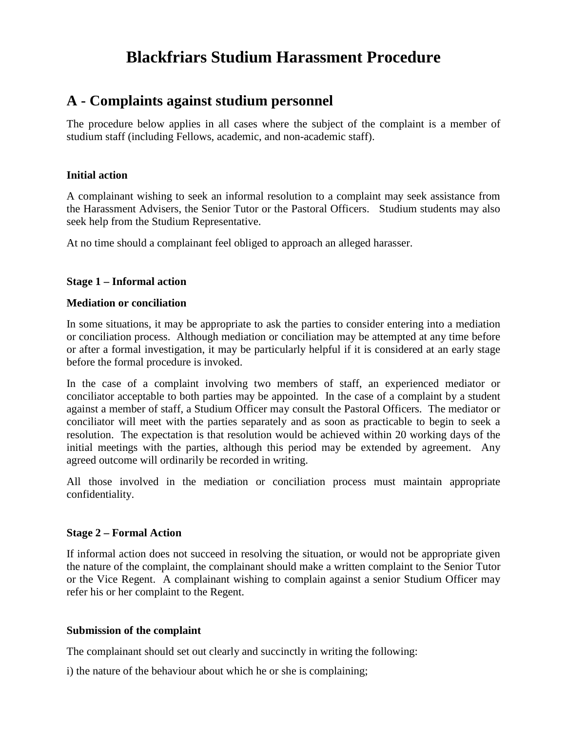# Blackfriars Studium Harassment Procedure

## A - Complaints against studium personnel

The procedure below applies in all cases where the subject of the complaint is a member of studium staff (including Fellows, academic, and non-academic staff).

**Initial action**

A complainant wishing to seek an informal resolution to a complaint may seek assistance from the Harassment Advisers, the Senior Tutor or the Pastoral Officers. Studium students may also seek help from the Studium Representative.

At no time should a complainant feel obliged to approach an alleged harasser.

**Stage 1 – Informal action**

**Mediation or conciliation**

In some situations, it may be appropriate to ask the parties to consider entering into a mediation or conciliation process. Although mediation or conciliation may be attempted at any time before or after a formal investigation, it may be particularly helpful if it is considered at an early stage before the formal procedure is invoked.

In the case of a complaint involving two members of staff, an experienced mediator or conciliator acceptable to both parties may be appointed. In the case of a complaint by a student against a member of staff, a Studium Officer may consult the Pastoral Officers. The mediator or conciliator will meet with the parties separately and as soon as practicable to begin to seek a resolution. The expectation is that resolution would be achieved within 20 working days of the initial meetings with the parties, although this period may be extended by agreement. Any agreed outcome will ordinarily be recorded in writing.

All those involved in the mediation or conciliation process must maintain appropriate confidentiality.

**Stage 2 – Formal Action**

If informal action does not succeed in resolving the situation, or would not be appropriate given the nature of the complaint, the complainant should make a written complaint to the Senior Tutor or the Vice Regent. A complainant wishing to complain against a senior Studium Officer may refer his or her complaint to the Regent.

**Submission of the complaint**

The complainant should set out clearly and succinctly in writing the following:

i) the nature of the behaviour about which he or she is complaining;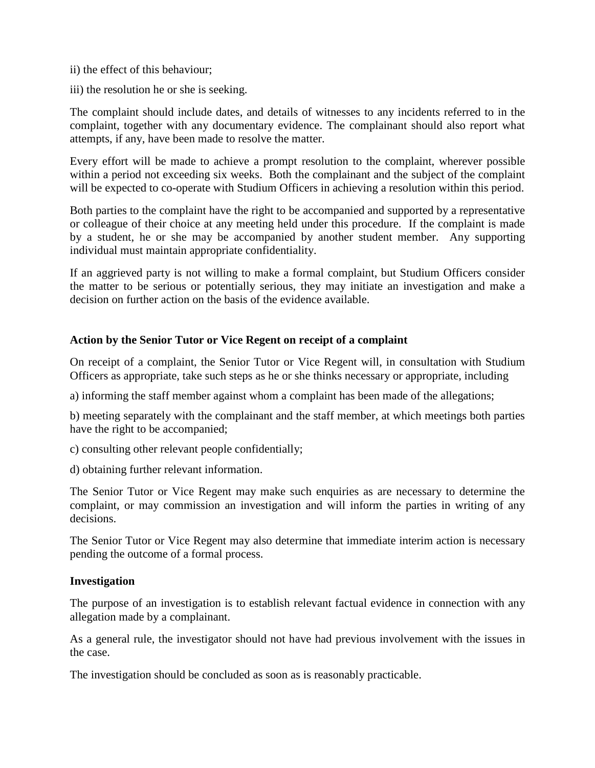ii) the effect of this behaviour;

iii) the resolution he or she is seeking.

The complaint should include dates, and details of witnesses to any incidents referred to in the complaint, together with any documentary evidence. The complainant should also report what attempts, if any, have been made to resolve the matter.

Every effort will be made to achieve a prompt resolution to the complaint, wherever possible within a period not exceeding six weeks. Both the complainant and the subject of the complaint will be expected to co-operate with Studium Officers in achieving a resolution within this period.

Both parties to the complaint have the right to be accompanied and supported by a representative or colleague of their choice at any meeting held under this procedure. If the complaint is made by a student, he or she may be accompanied by another student member. Any supporting individual must maintain appropriate confidentiality.

If an aggrieved party is not willing to make a formal complaint, but Studium Officers consider the matter to be serious or potentially serious, they may initiate an investigation and make a decision on further action on the basis of the evidence available.

**Action by the Senior Tutor or Vice Regent on receipt of a complaint**

On receipt of a complaint, the Senior Tutor or Vice Regent will, in consultation with Studium Officers as appropriate, take such steps as he or she thinks necessary or appropriate, including

a) informing the staff member against whom a complaint has been made of the allegations;

b) meeting separately with the complainant and the staff member, at which meetings both parties have the right to be accompanied;

c) consulting other relevant people confidentially;

d) obtaining further relevant information.

The Senior Tutor or Vice Regent may make such enquiries as are necessary to determine the complaint, or may commission an investigation and will inform the parties in writing of any decisions.

The Senior Tutor or Vice Regent may also determine that immediate interim action is necessary pending the outcome of a formal process.

**Investigation**

The purpose of an investigation is to establish relevant factual evidence in connection with any allegation made by a complainant.

As a general rule, the investigator should not have had previous involvement with the issues in the case.

The investigation should be concluded as soon as is reasonably practicable.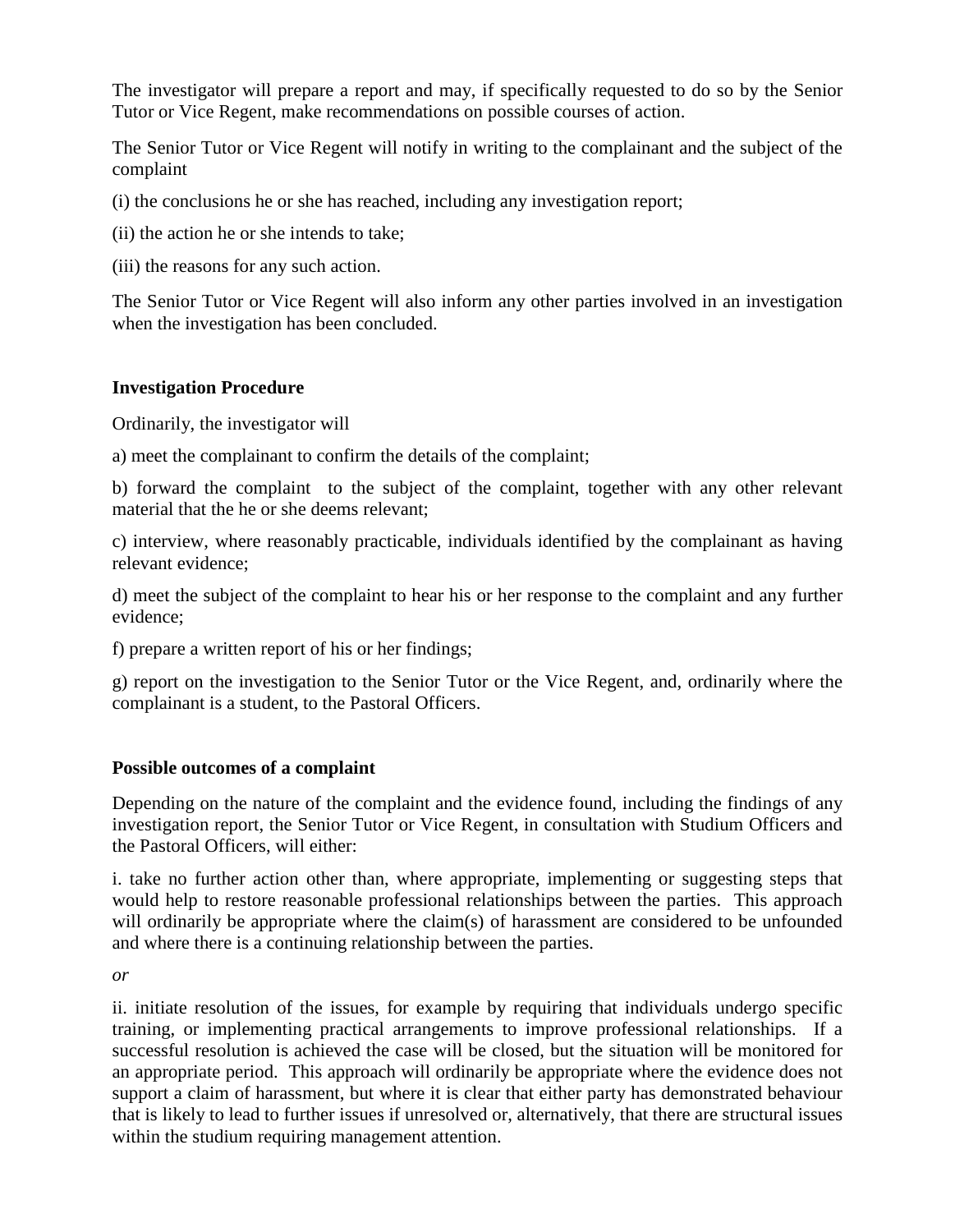The investigator will prepare a report and may, if specifically requested to do so by the Senior Tutor or Vice Regent, make recommendations on possible courses of action.

The Senior Tutor or Vice Regent will notify in writing to the complainant and the subject of the complaint

(i) the conclusions he or she has reached, including any investigation report;

(ii) the action he or she intends to take;

(iii) the reasons for any such action.

The Senior Tutor or Vice Regent will also inform any other parties involved in an investigation when the investigation has been concluded.

**Investigation Procedure**

Ordinarily, the investigator will

a) meet the complainant to confirm the details of the complaint;

b) forward the complaint to the subject of the complaint, together with any other relevant material that the he or she deems relevant;

c) interview, where reasonably practicable, individuals identified by the complainant as having relevant evidence;

d) meet the subject of the complaint to hear his or her response to the complaint and any further evidence;

f) prepare a written report of his or her findings;

g) report on the investigation to the Senior Tutor or the Vice Regent, and, ordinarily where the complainant is a student, to the Pastoral Officers.

**Possible outcomes of a complaint**

Depending on the nature of the complaint and the evidence found, including the findings of any investigation report, the Senior Tutor or Vice Regent, in consultation with Studium Officers and the Pastoral Officers, will either:

i. take no further action other than, where appropriate, implementing or suggesting steps that would help to restore reasonable professional relationships between the parties. This approach will ordinarily be appropriate where the claim(s) of harassment are considered to be unfounded and where there is a continuing relationship between the parties.

*or*

ii. initiate resolution of the issues, for example by requiring that individuals undergo specific training, or implementing practical arrangements to improve professional relationships. If a successful resolution is achieved the case will be closed, but the situation will be monitored for an appropriate period. This approach will ordinarily be appropriate where the evidence does not support a claim of harassment, but where it is clear that either party has demonstrated behaviour that is likely to lead to further issues if unresolved or, alternatively, that there are structural issues within the studium requiring management attention.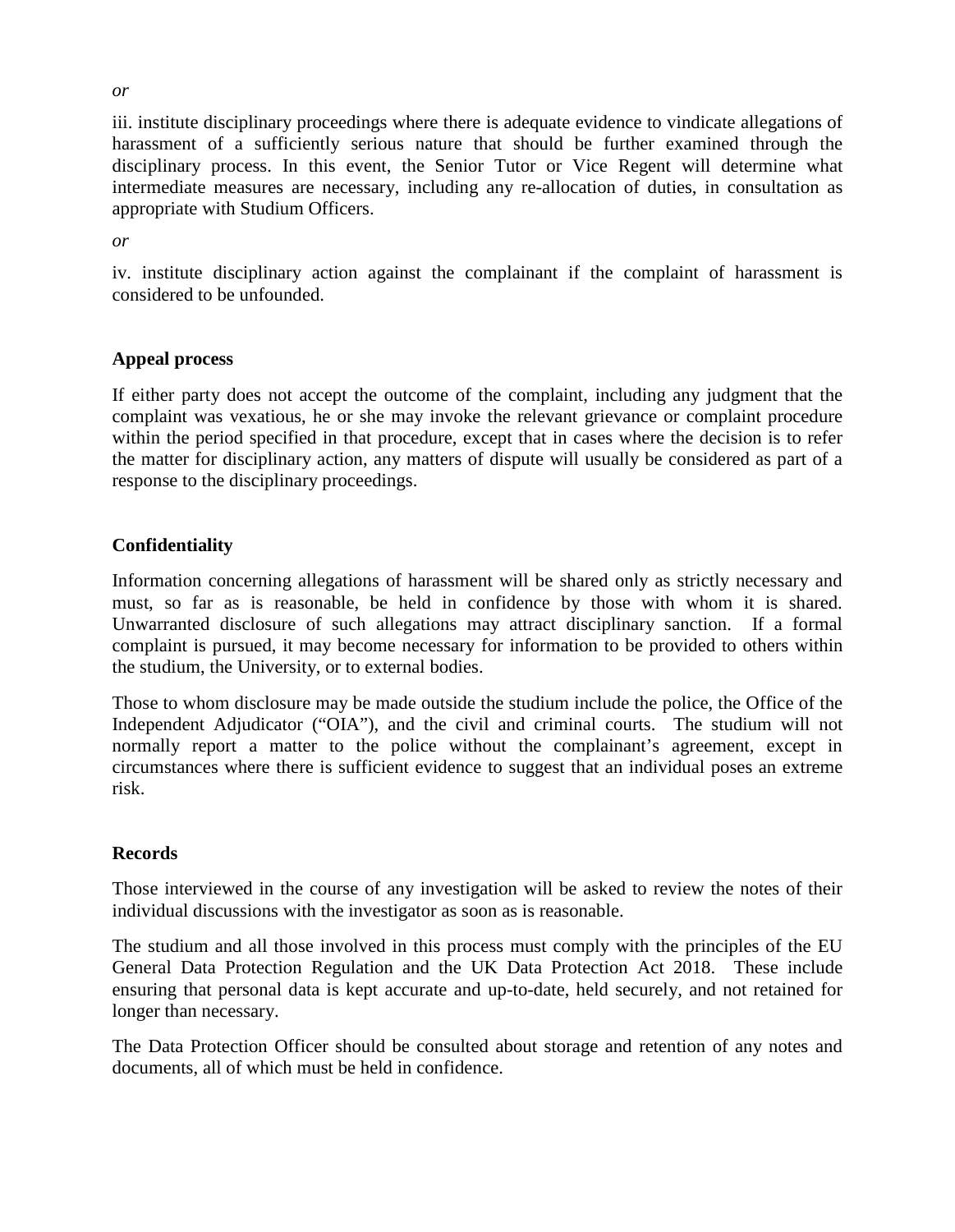*or*

iii. institute disciplinary proceedings where there is adequate evidence to vindicate allegations of harassment of a sufficiently serious nature that should be further examined through the disciplinary process. In this event, the Senior Tutor or Vice Regent will determine what intermediate measures are necessary, including any re-allocation of duties, in consultation as appropriate with Studium Officers.

*or*

iv. institute disciplinary action against the complainant if the complaint of harassment is considered to be unfounded.

**Appeal process**

If either party does not accept the outcome of the complaint, including any judgment that the complaint was vexatious, he or she may invoke the relevant grievance or complaint procedure within the period specified in that procedure, except that in cases where the decision is to refer the matter for disciplinary action, any matters of dispute will usually be considered as part of a response to the disciplinary proceedings.

**Confidentiality**

Information concerning allegations of harassment will be shared only as strictly necessary and must, so far as is reasonable, be held in confidence by those with whom it is shared. Unwarranted disclosure of such allegations may attract disciplinary sanction. If a formal complaint is pursued, it may become necessary for information to be provided to others within the studium, the University, or to external bodies.

Those to whom disclosure may be made outside the studium include the police, the Office of the Independent Adjudicator ("OIA"), and the civil and criminal courts. The studium will not normally report a matter to the police without the complainant's agreement, except in circumstances where there is sufficient evidence to suggest that an individual poses an extreme risk.

**Records**

Those interviewed in the course of any investigation will be asked to review the notes of their individual discussions with the investigator as soon as is reasonable.

The studium and all those involved in this process must comply with the principles of the EU General Data Protection Regulation and the UK Data Protection Act 2018. These include ensuring that personal data is kept accurate and up-to-date, held securely, and not retained for longer than necessary.

The Data Protection Officer should be consulted about storage and retention of any notes and documents, all of which must be held in confidence.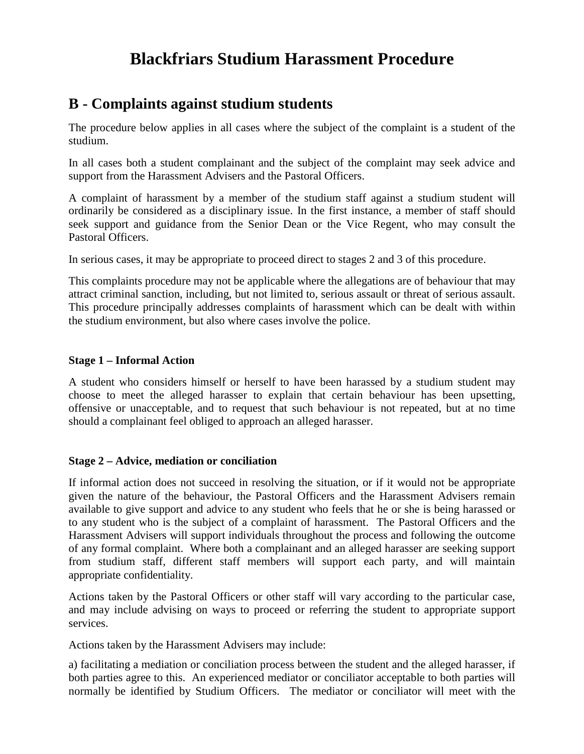# Blackfriars Studium Harassment Procedure

## B - Complaints against studium students

The procedure below applies in all cases where the subject of the complaint is a student of the studium.

In all cases both a student complainant and the subject of the complaint may seek advice and support from the Harassment Advisers and the Pastoral Officers.

A complaint of harassment by a member of the studium staff against a studium student will ordinarily be considered as a disciplinary issue. In the first instance, a member of staff should seek support and guidance from the Senior Dean or the Vice Regent, who may consult the Pastoral Officers.

In serious cases, it may be appropriate to proceed direct to stages 2 and 3 of this procedure.

This complaints procedure may not be applicable where the allegations are of behaviour that may attract criminal sanction, including, but not limited to, serious assault or threat of serious assault. This procedure principally addresses complaints of harassment which can be dealt with within the studium environment, but also where cases involve the police.

**Stage 1 – Informal Action**

A student who considers himself or herself to have been harassed by a studium student may choose to meet the alleged harasser to explain that certain behaviour has been upsetting, offensive or unacceptable, and to request that such behaviour is not repeated, but at no time should a complainant feel obliged to approach an alleged harasser.

**Stage 2 – Advice, mediation or conciliation**

If informal action does not succeed in resolving the situation, or if it would not be appropriate given the nature of the behaviour, the Pastoral Officers and the Harassment Advisers remain available to give support and advice to any student who feels that he or she is being harassed or to any student who is the subject of a complaint of harassment. The Pastoral Officers and the Harassment Advisers will support individuals throughout the process and following the outcome of any formal complaint. Where both a complainant and an alleged harasser are seeking support from studium staff, different staff members will support each party, and will maintain appropriate confidentiality.

Actions taken by the Pastoral Officers or other staff will vary according to the particular case, and may include advising on ways to proceed or referring the student to appropriate support services.

Actions taken by the Harassment Advisers may include:

a) facilitating a mediation or conciliation process between the student and the alleged harasser, if both parties agree to this. An experienced mediator or conciliator acceptable to both parties will normally be identified by Studium Officers. The mediator or conciliator will meet with the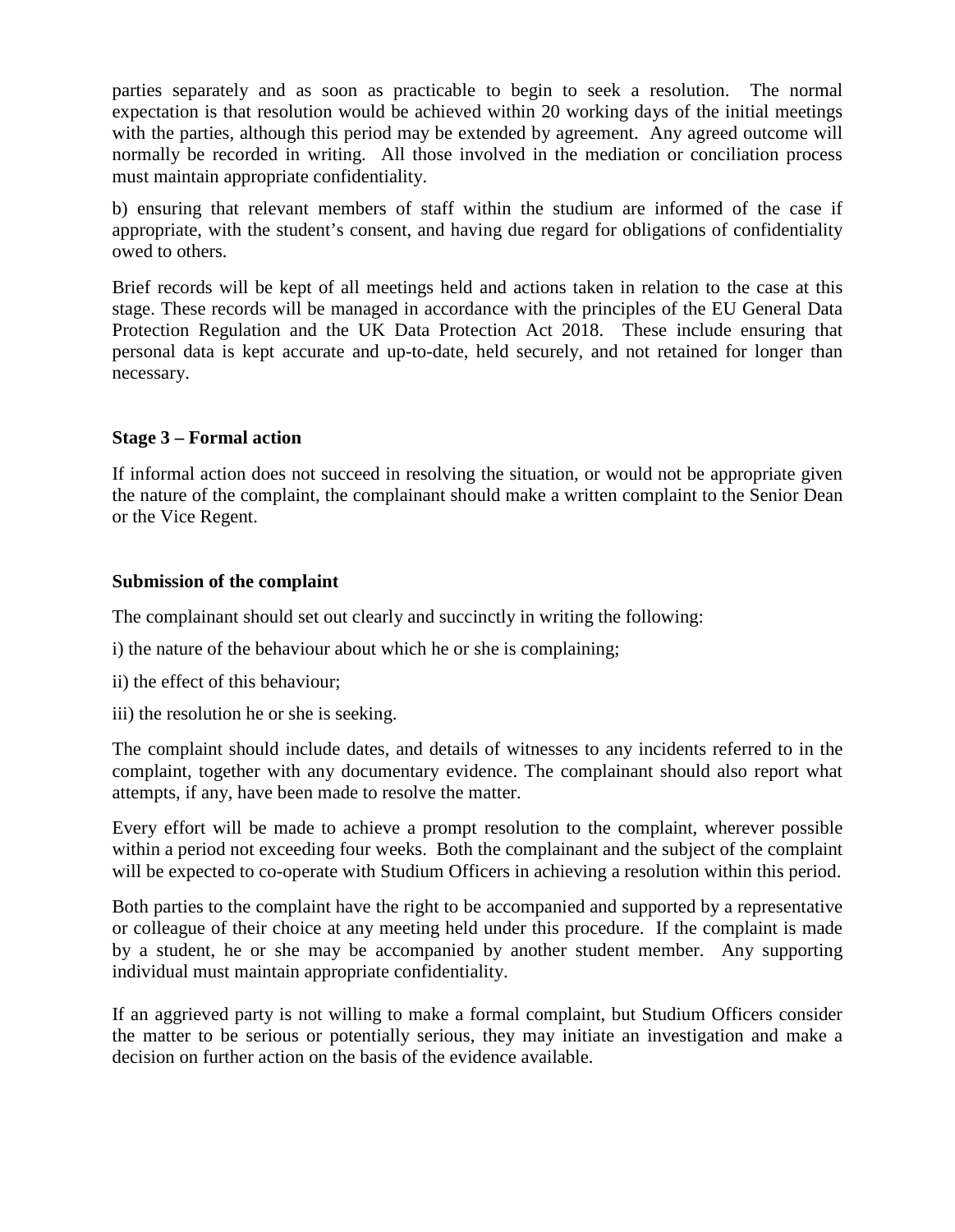parties separately and as soon as practicable to begin to seek a resolution. The normal expectation is that resolution would be achieved within 20 working days of the initial meetings with the parties, although this period may be extended by agreement. Any agreed outcome will normally be recorded in writing. All those involved in the mediation or conciliation process must maintain appropriate confidentiality.

b) ensuring that relevant members of staff within the studium are informed of the case if appropriate, with the student's consent, and having due regard for obligations of confidentiality owed to others.

Brief records will be kept of all meetings held and actions taken in relation to the case at this stage. These records will be managed in accordance with the principles of the EU General Data Protection Regulation and the UK Data Protection Act 2018. These include ensuring that personal data is kept accurate and up-to-date, held securely, and not retained for longer than necessary.

**Stage 3 – Formal action**

If informal action does not succeed in resolving the situation, or would not be appropriate given the nature of the complaint, the complainant should make a written complaint to the Senior Dean or the Vice Regent.

**Submission of the complaint**

The complainant should set out clearly and succinctly in writing the following:

i) the nature of the behaviour about which he or she is complaining;

ii) the effect of this behaviour;

iii) the resolution he or she is seeking.

The complaint should include dates, and details of witnesses to any incidents referred to in the complaint, together with any documentary evidence. The complainant should also report what attempts, if any, have been made to resolve the matter.

Every effort will be made to achieve a prompt resolution to the complaint, wherever possible within a period not exceeding four weeks. Both the complainant and the subject of the complaint will be expected to co-operate with Studium Officers in achieving a resolution within this period.

Both parties to the complaint have the right to be accompanied and supported by a representative or colleague of their choice at any meeting held under this procedure. If the complaint is made by a student, he or she may be accompanied by another student member. Any supporting individual must maintain appropriate confidentiality.

If an aggrieved party is not willing to make a formal complaint, but Studium Officers consider the matter to be serious or potentially serious, they may initiate an investigation and make a decision on further action on the basis of the evidence available.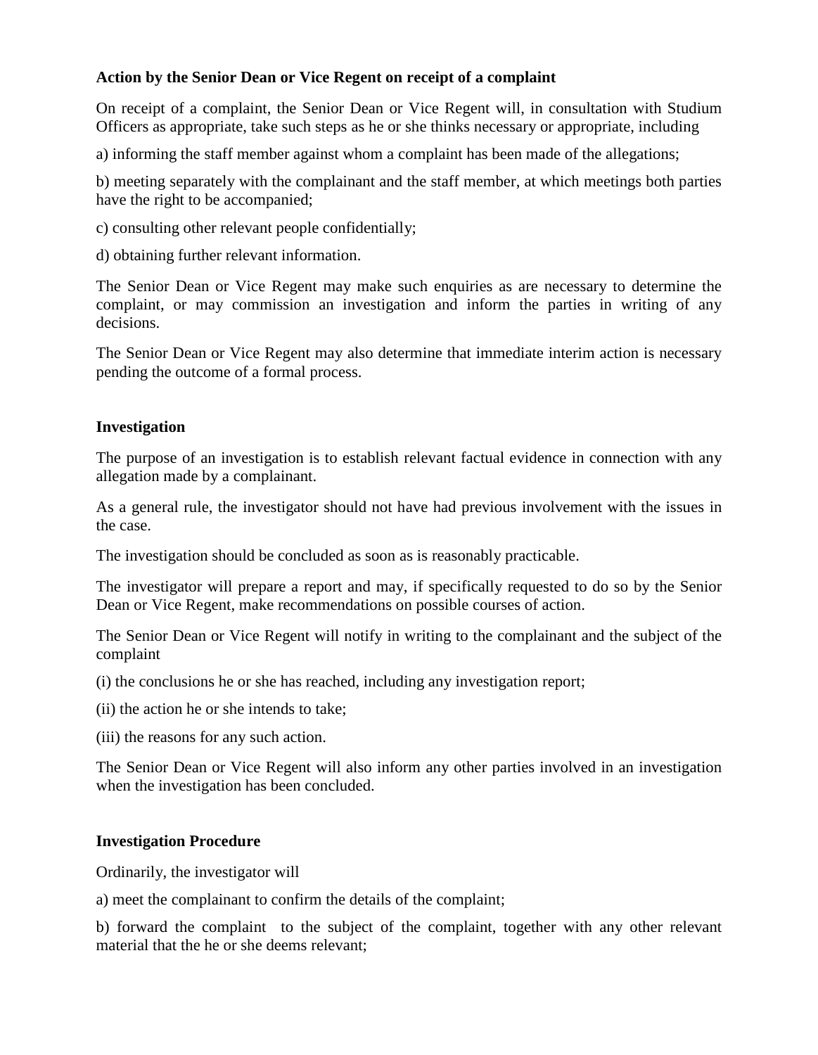**Action by the Senior Dean or Vice Regent on receipt of a complaint**

On receipt of a complaint, the Senior Dean or Vice Regent will, in consultation with Studium Officers as appropriate, take such steps as he or she thinks necessary or appropriate, including

a) informing the staff member against whom a complaint has been made of the allegations;

b) meeting separately with the complainant and the staff member, at which meetings both parties have the right to be accompanied;

c) consulting other relevant people confidentially;

d) obtaining further relevant information.

The Senior Dean or Vice Regent may make such enquiries as are necessary to determine the complaint, or may commission an investigation and inform the parties in writing of any decisions.

The Senior Dean or Vice Regent may also determine that immediate interim action is necessary pending the outcome of a formal process.

**Investigation**

The purpose of an investigation is to establish relevant factual evidence in connection with any allegation made by a complainant.

As a general rule, the investigator should not have had previous involvement with the issues in the case.

The investigation should be concluded as soon as is reasonably practicable.

The investigator will prepare a report and may, if specifically requested to do so by the Senior Dean or Vice Regent, make recommendations on possible courses of action.

The Senior Dean or Vice Regent will notify in writing to the complainant and the subject of the complaint

(i) the conclusions he or she has reached, including any investigation report;

(ii) the action he or she intends to take;

(iii) the reasons for any such action.

The Senior Dean or Vice Regent will also inform any other parties involved in an investigation when the investigation has been concluded.

**Investigation Procedure**

Ordinarily, the investigator will

a) meet the complainant to confirm the details of the complaint;

b) forward the complaint to the subject of the complaint, together with any other relevant material that the he or she deems relevant;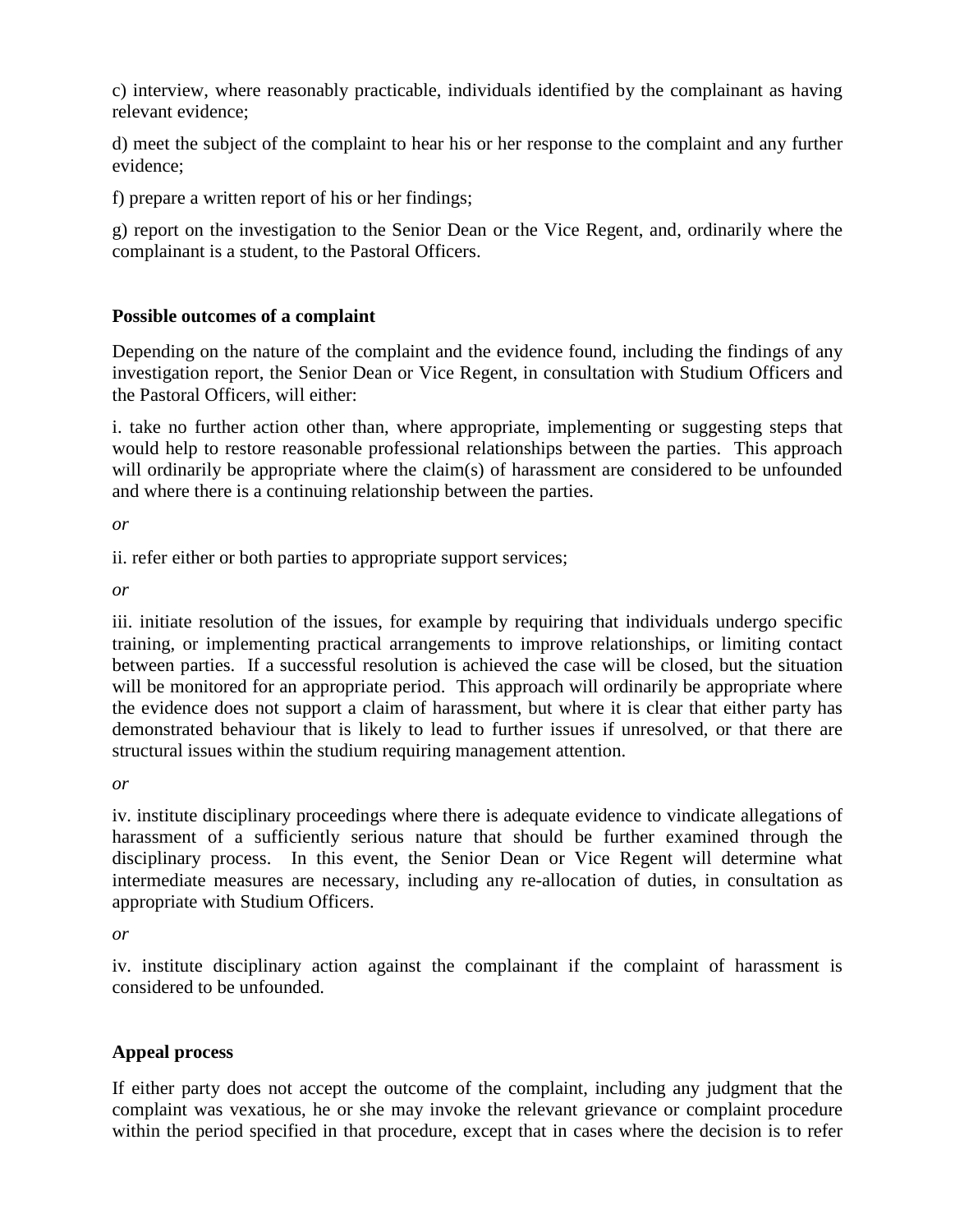c) interview, where reasonably practicable, individuals identified by the complainant as having relevant evidence;

d) meet the subject of the complaint to hear his or her response to the complaint and any further evidence;

f) prepare a written report of his or her findings;

g) report on the investigation to the Senior Dean or the Vice Regent, and, ordinarily where the complainant is a student, to the Pastoral Officers.

**Possible outcomes of a complaint**

Depending on the nature of the complaint and the evidence found, including the findings of any investigation report, the Senior Dean or Vice Regent, in consultation with Studium Officers and the Pastoral Officers, will either:

i. take no further action other than, where appropriate, implementing or suggesting steps that would help to restore reasonable professional relationships between the parties. This approach will ordinarily be appropriate where the claim(s) of harassment are considered to be unfounded and where there is a continuing relationship between the parties.

*or*

ii. refer either or both parties to appropriate support services;

*or*

iii. initiate resolution of the issues, for example by requiring that individuals undergo specific training, or implementing practical arrangements to improve relationships, or limiting contact between parties. If a successful resolution is achieved the case will be closed, but the situation will be monitored for an appropriate period. This approach will ordinarily be appropriate where the evidence does not support a claim of harassment, but where it is clear that either party has demonstrated behaviour that is likely to lead to further issues if unresolved, or that there are structural issues within the studium requiring management attention.

*or*

iv. institute disciplinary proceedings where there is adequate evidence to vindicate allegations of harassment of a sufficiently serious nature that should be further examined through the disciplinary process. In this event, the Senior Dean or Vice Regent will determine what intermediate measures are necessary, including any re-allocation of duties, in consultation as appropriate with Studium Officers.

*or*

iv. institute disciplinary action against the complainant if the complaint of harassment is considered to be unfounded.

**Appeal process**

If either party does not accept the outcome of the complaint, including any judgment that the complaint was vexatious, he or she may invoke the relevant grievance or complaint procedure within the period specified in that procedure, except that in cases where the decision is to refer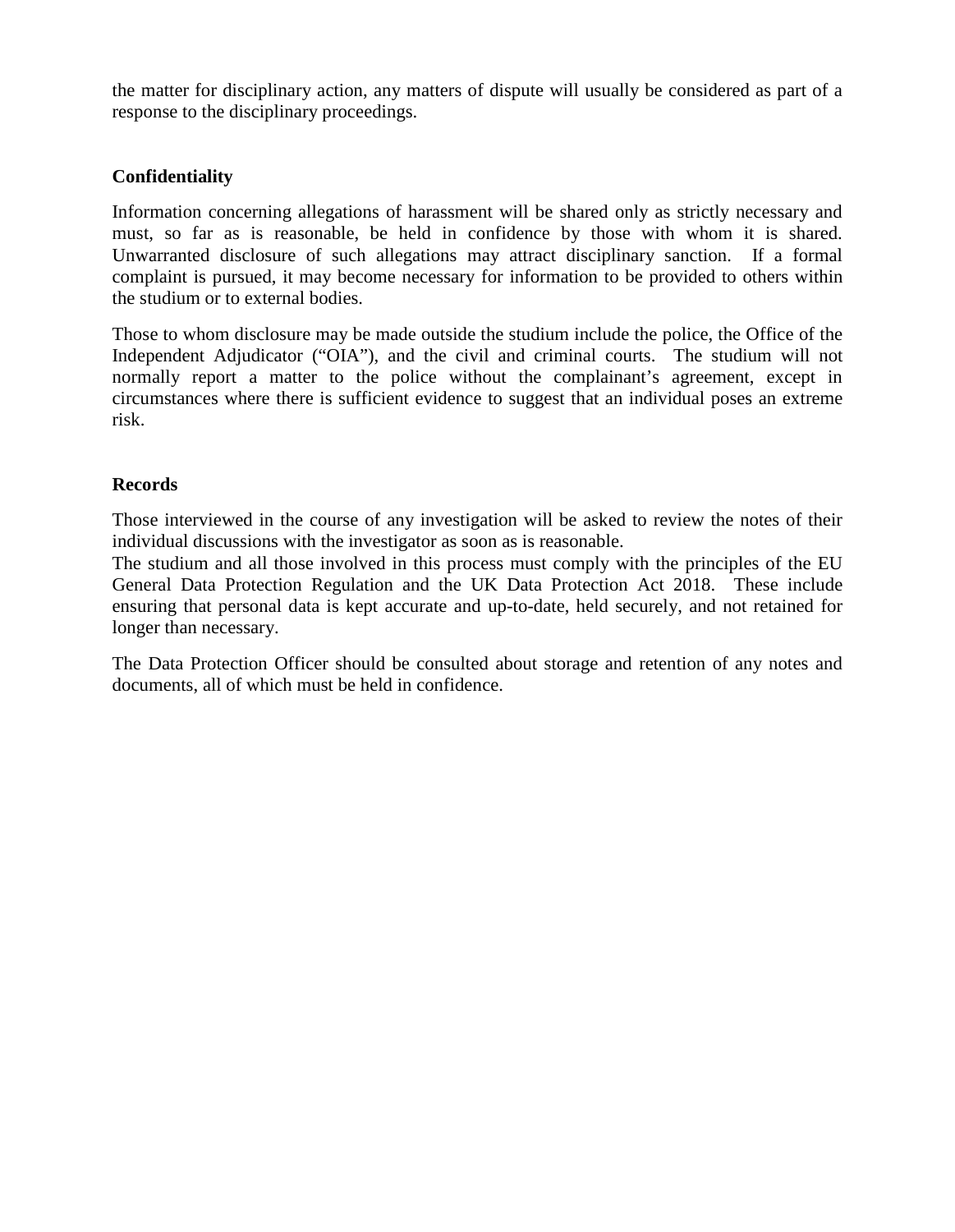the matter for disciplinary action, any matters of dispute will usually be considered as part of a response to the disciplinary proceedings.

**Confidentiality**

Information concerning allegations of harassment will be shared only as strictly necessary and must, so far as is reasonable, be held in confidence by those with whom it is shared. Unwarranted disclosure of such allegations may attract disciplinary sanction. If a formal complaint is pursued, it may become necessary for information to be provided to others within the studium or to external bodies.

Those to whom disclosure may be made outside the studium include the police, the Office of the Independent Adjudicator ("OIA"), and the civil and criminal courts. The studium will not normally report a matter to the police without the complainant's agreement, except in circumstances where there is sufficient evidence to suggest that an individual poses an extreme risk.

**Records**

Those interviewed in the course of any investigation will be asked to review the notes of their individual discussions with the investigator as soon as is reasonable.
The studium and all those involved in this process must comply with the principles of the EU General Data Protection Regulation and the UK Data Protection Act 2018. These include ensuring that personal data is kept accurate and up-to-date, held securely, and not retained for longer than necessary.

The Data Protection Officer should be consulted about storage and retention of any notes and documents, all of which must be held in confidence.